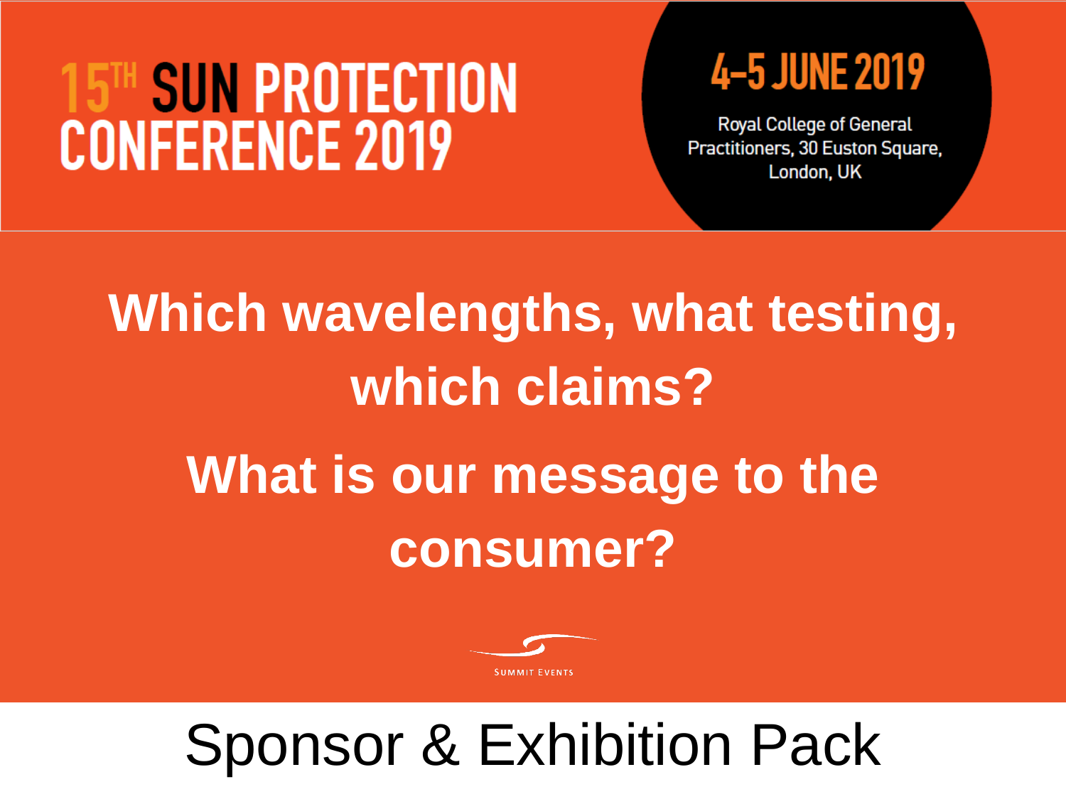# 15TH SUN PROTECTION CONFERENCE 2019

**4–5 JUNE 2019**

Royal College of General Practitioners, 30 Euston Square, London, UK

## Which wavelengths, what testing, which claims?

## What is our message to the consumer?

SUMMIT EVENTS

# Sponsor & Exhibition Pack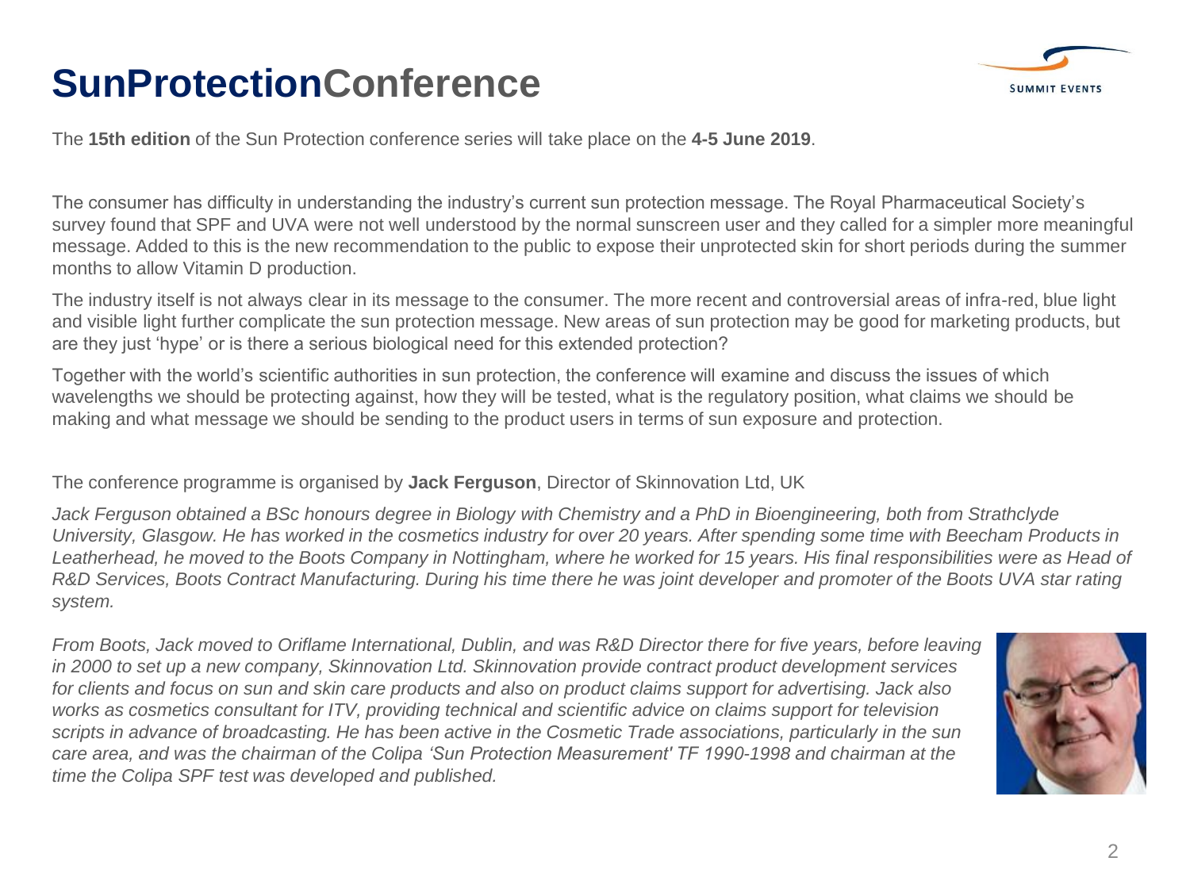# SunProtectionConference

The **15th edition** of the Sun Protection conference series will take place on the **4-5 June 2019**.

The consumer has difficulty in understanding the industry's current sun protection message. The Royal Pharmaceutical Society's survey found that SPF and UVA were not well understood by the normal sunscreen user and they called for a simpler more meaningful message. Added to this is the new recommendation to the public to expose their unprotected skin for short periods during the summer months to allow Vitamin D production.

The industry itself is not always clear in its message to the consumer. The more recent and controversial areas of infra-red, blue light and visible light further complicate the sun protection message. New areas of sun protection may be good for marketing products, but are they just 'hype' or is there a serious biological need for this extended protection?

Together with the world's scientific authorities in sun protection, the conference will examine and discuss the issues of which wavelengths we should be protecting against, how they will be tested, what is the regulatory position, what claims we should be making and what message we should be sending to the product users in terms of sun exposure and protection.

The conference programme is organised by **Jack Ferguson**, Director of Skinnovation Ltd, UK

*Jack Ferguson obtained a BSc honours degree in Biology with Chemistry and a PhD in Bioengineering, both from Strathclyde University, Glasgow. He has worked in the cosmetics industry for over 20 years. After spending some time with Beecham Products in Leatherhead, he moved to the Boots Company in Nottingham, where he worked for 15 years. His final responsibilities were as Head of R&D Services, Boots Contract Manufacturing. During his time there he was joint developer and promoter of the Boots UVA star rating system.*

*From Boots, Jack moved to Oriflame International, Dublin, and was R&D Director there for five years, before leaving in 2000 to set up a new company, Skinnovation Ltd. Skinnovation provide contract product development services for clients and focus on sun and skin care products and also on product claims support for advertising. Jack also works as cosmetics consultant for ITV, providing technical and scientific advice on claims support for television scripts in advance of broadcasting. He has been active in the Cosmetic Trade associations, particularly in the sun care area, and was the chairman of the Colipa 'Sun Protection Measurement' TF 1990-1998 and chairman at the time the Colipa SPF test was developed and published.*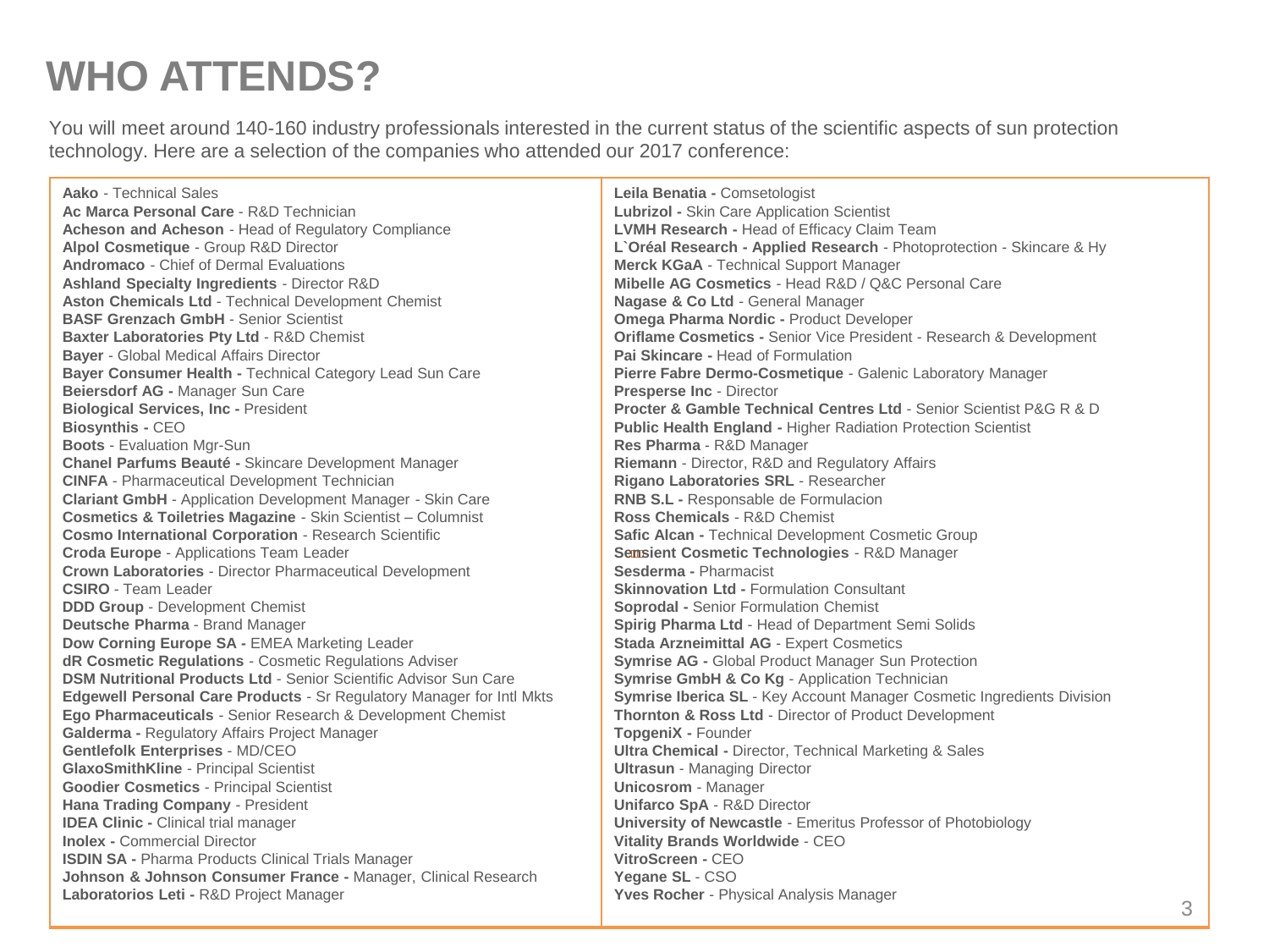# WHO ATTENDS?

You will meet around 140-160 industry professionals interested in the current status of the scientific aspects of sun protection technology. Here are a selection of the companies who attended our 2017 conference:

**Aako** - Technical Sales
**Ac Marca Personal Care** - R&D Technician
**Acheson and Acheson** - Head of Regulatory Compliance
**Alpol Cosmetique** - Group R&D Director
**Andromaco** - Chief of Dermal Evaluations
**Ashland Specialty Ingredients** - Director R&D
**Aston Chemicals Ltd** - Technical Development Chemist
**BASF Grenzach GmbH** - Senior Scientist
**Baxter Laboratories Pty Ltd** - R&D Chemist
**Bayer** - Global Medical Affairs Director
**Bayer Consumer Health -** Technical Category Lead Sun Care
**Beiersdorf AG -** Manager Sun Care
**Biological Services, Inc -** President
**Biosynthis -** CEO
**Boots** - Evaluation Mgr-Sun
**Chanel Parfums Beauté -** Skincare Development Manager
**CINFA** - Pharmaceutical Development Technician
**Clariant GmbH** - Application Development Manager - Skin Care
**Cosmetics & Toiletries Magazine** - Skin Scientist – Columnist
**Cosmo International Corporation** - Research Scientific
**Croda Europe** - Applications Team Leader
**Crown Laboratories** - Director Pharmaceutical Development
**CSIRO** - Team Leader
**DDD Group** - Development Chemist
**Deutsche Pharma** - Brand Manager
**Dow Corning Europe SA -** EMEA Marketing Leader
**dR Cosmetic Regulations** - Cosmetic Regulations Adviser
**DSM Nutritional Products Ltd** - Senior Scientific Advisor Sun Care
**Edgewell Personal Care Products** - Sr Regulatory Manager for Intl Mkts
**Ego Pharmaceuticals** - Senior Research & Development Chemist
**Galderma -** Regulatory Affairs Project Manager
**Gentlefolk Enterprises** - MD/CEO
**GlaxoSmithKline** - Principal Scientist
**Goodier Cosmetics** - Principal Scientist
**Hana Trading Company** - President
**IDEA Clinic -** Clinical trial manager
**Inolex -** Commercial Director
**ISDIN SA -** Pharma Products Clinical Trials Manager
**Johnson & Johnson Consumer France -** Manager, Clinical Research
**Laboratorios Leti -** R&D Project Manager
**Leila Benatia -** Comsetologist
**Lubrizol -** Skin Care Application Scientist
**LVMH Research -** Head of Efficacy Claim Team
**L`Oréal Research - Applied Research** - Photoprotection - Skincare & Hy
**Merck KGaA** - Technical Support Manager
**Mibelle AG Cosmetics** - Head R&D / Q&C Personal Care
**Nagase & Co Ltd** - General Manager
**Omega Pharma Nordic -** Product Developer
**Oriflame Cosmetics -** Senior Vice President - Research & Development
**Pai Skincare -** Head of Formulation
**Pierre Fabre Dermo-Cosmetique** - Galenic Laboratory Manager
**Presperse Inc** - Director
**Procter & Gamble Technical Centres Ltd** - Senior Scientist P&G R & D
**Public Health England -** Higher Radiation Protection Scientist
**Res Pharma** - R&D Manager
**Riemann** - Director, R&D and Regulatory Affairs
**Rigano Laboratories SRL** - Researcher
**RNB S.L -** Responsable de Formulacion
**Ross Chemicals** - R&D Chemist
**Safic Alcan -** Technical Development Cosmetic Group
**Sensient Cosmetic Technologies** - R&D Manager
**Sesderma -** Pharmacist
**Skinnovation Ltd -** Formulation Consultant
**Soprodal -** Senior Formulation Chemist
**Spirig Pharma Ltd** - Head of Department Semi Solids
**Stada Arzneimittal AG** - Expert Cosmetics
**Symrise AG -** Global Product Manager Sun Protection
**Symrise GmbH & Co Kg** - Application Technician
**Symrise Iberica SL** - Key Account Manager Cosmetic Ingredients Division
**Thornton & Ross Ltd** - Director of Product Development
**TopgeniX -** Founder
**Ultra Chemical -** Director, Technical Marketing & Sales
**Ultrasun** - Managing Director
**Unicosrom** - Manager
**Unifarco SpA** - R&D Director
**University of Newcastle** - Emeritus Professor of Photobiology
**Vitality Brands Worldwide** - CEO
**VitroScreen -** CEO
**Yegane SL** - CSO
**Yves Rocher** - Physical Analysis Manager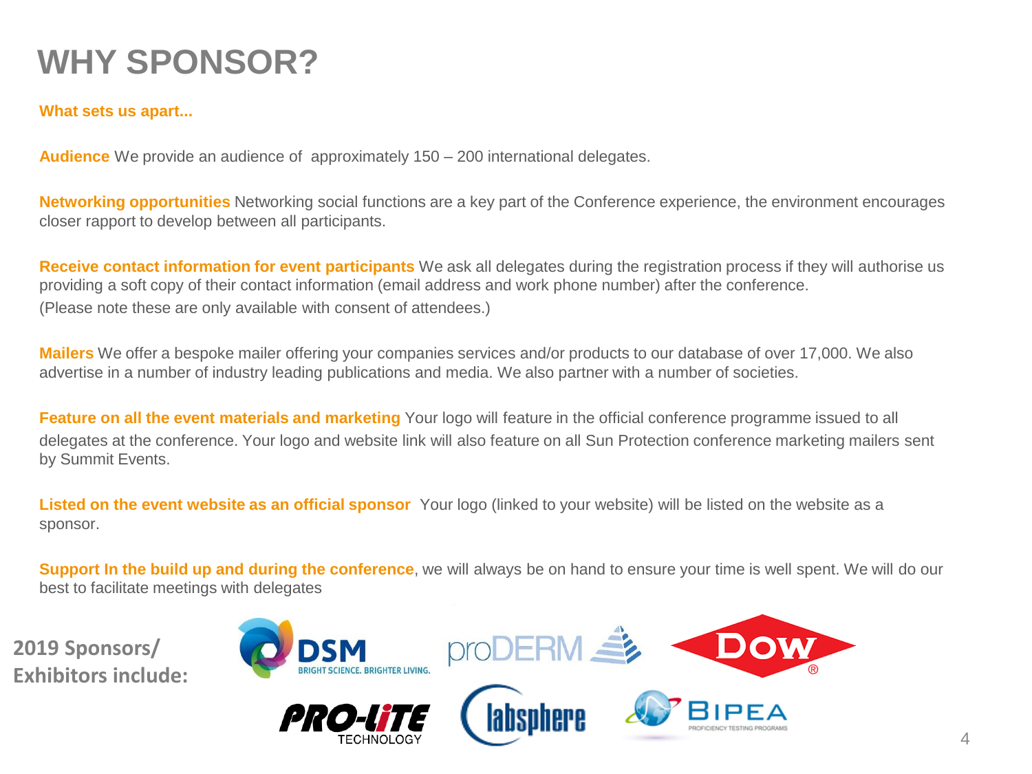# WHY SPONSOR?

**What sets us apart...**

**Audience** We provide an audience of approximately 150 – 200 international delegates.

**Networking opportunities** Networking social functions are a key part of the Conference experience, the environment encourages closer rapport to develop between all participants.

**Receive contact information for event participants** We ask all delegates during the registration process if they will authorise us providing a soft copy of their contact information (email address and work phone number) after the conference.
(Please note these are only available with consent of attendees.)

**Mailers** We offer a bespoke mailer offering your companies services and/or products to our database of over 17,000. We also advertise in a number of industry leading publications and media. We also partner with a number of societies.

**Feature on all the event materials and marketing** Your logo will feature in the official conference programme issued to all delegates at the conference. Your logo and website link will also feature on all Sun Protection conference marketing mailers sent by Summit Events.

**Listed on the event website as an official sponsor** Your logo (linked to your website) will be listed on the website as a sponsor.

**Support In the build up and during the conference**, we will always be on hand to ensure your time is well spent. We will do our best to facilitate meetings with delegates

**2019 Sponsors/ Exhibitors include:**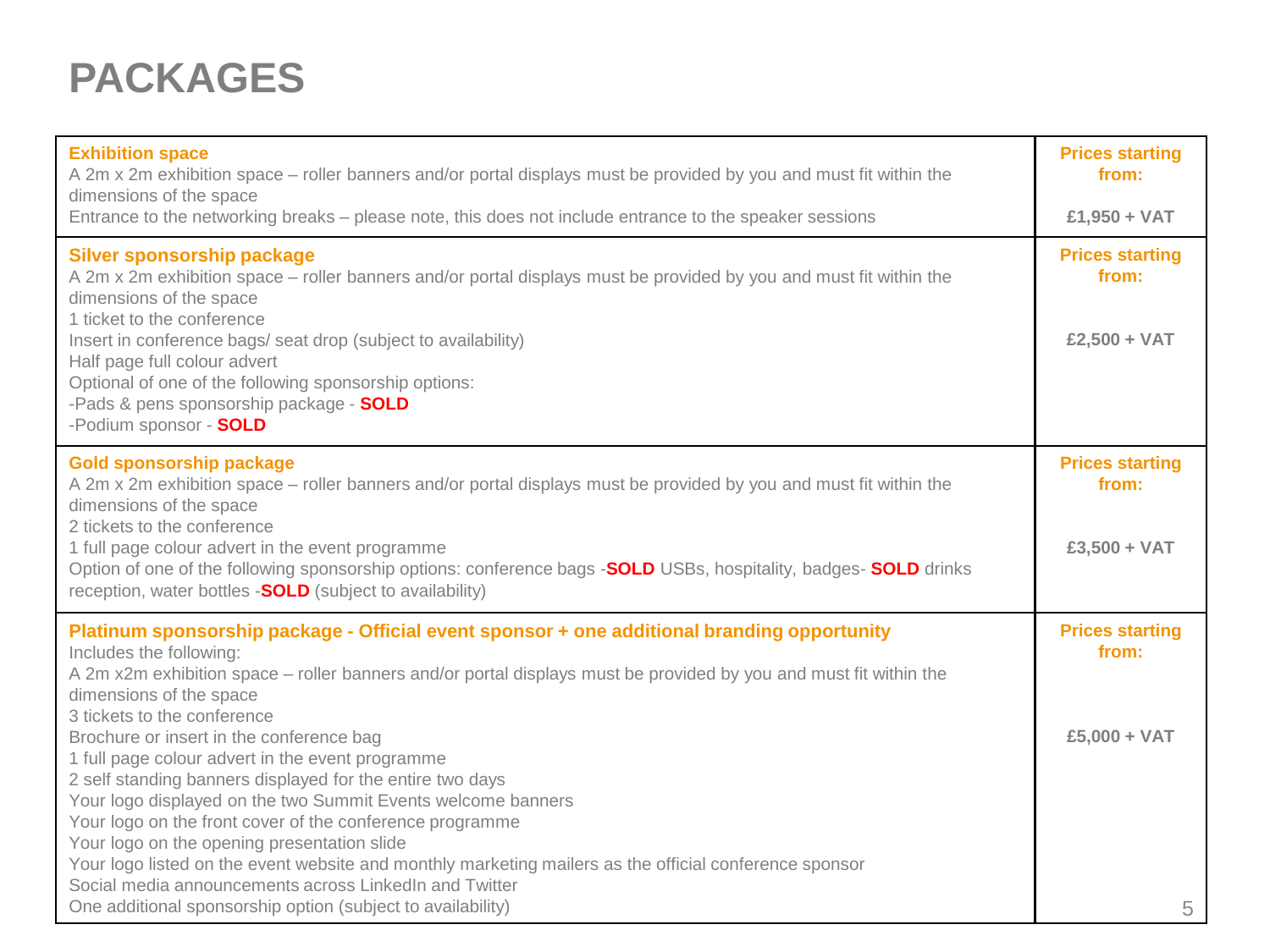# PACKAGES

| Package | Price |
| --- | --- |
| **Exhibition space**<br>A 2m x 2m exhibition space – roller banners and/or portal displays must be provided by you and must fit within the dimensions of the space<br>Entrance to the networking breaks – please note, this does not include entrance to the speaker sessions | **Prices starting from:**<br>**£1,950 + VAT** |
| **Silver sponsorship package**<br>A 2m x 2m exhibition space – roller banners and/or portal displays must be provided by you and must fit within the dimensions of the space<br>1 ticket to the conference<br>Insert in conference bags/ seat drop (subject to availability)<br>Half page full colour advert<br>Optional of one of the following sponsorship options:<br>-Pads & pens sponsorship package - **SOLD**<br>-Podium sponsor - **SOLD** | **Prices starting from:**<br>**£2,500 + VAT** |
| **Gold sponsorship package**<br>A 2m x 2m exhibition space – roller banners and/or portal displays must be provided by you and must fit within the dimensions of the space<br>2 tickets to the conference<br>1 full page colour advert in the event programme<br>Option of one of the following sponsorship options: conference bags -**SOLD** USBs, hospitality, badges- **SOLD** drinks reception, water bottles -**SOLD** (subject to availability) | **Prices starting from:**<br>**£3,500 + VAT** |
| **Platinum sponsorship package - Official event sponsor + one additional branding opportunity**<br>Includes the following:<br>A 2m x2m exhibition space – roller banners and/or portal displays must be provided by you and must fit within the dimensions of the space<br>3 tickets to the conference<br>Brochure or insert in the conference bag<br>1 full page colour advert in the event programme<br>2 self standing banners displayed for the entire two days<br>Your logo displayed on the two Summit Events welcome banners<br>Your logo on the front cover of the conference programme<br>Your logo on the opening presentation slide<br>Your logo listed on the event website and monthly marketing mailers as the official conference sponsor<br>Social media announcements across LinkedIn and Twitter<br>One additional sponsorship option (subject to availability) | **Prices starting from:**<br>**£5,000 + VAT** |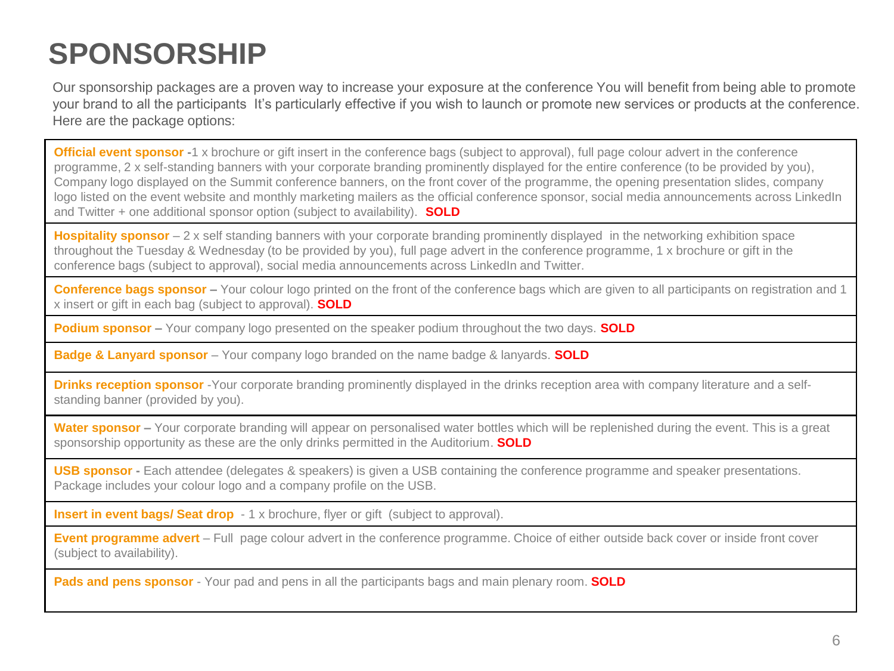# SPONSORSHIP

Our sponsorship packages are a proven way to increase your exposure at the conference You will benefit from being able to promote your brand to all the participants  It's particularly effective if you wish to launch or promote new services or products at the conference. Here are the package options:

**Official event sponsor** -1 x brochure or gift insert in the conference bags (subject to approval), full page colour advert in the conference programme, 2 x self-standing banners with your corporate branding prominently displayed for the entire conference (to be provided by you), Company logo displayed on the Summit conference banners, on the front cover of the programme, the opening presentation slides, company logo listed on the event website and monthly marketing mailers as the official conference sponsor, social media announcements across LinkedIn and Twitter + one additional sponsor option (subject to availability). **SOLD**

**Hospitality sponsor** – 2 x self standing banners with your corporate branding prominently displayed in the networking exhibition space throughout the Tuesday & Wednesday (to be provided by you), full page advert in the conference programme, 1 x brochure or gift in the conference bags (subject to approval), social media announcements across LinkedIn and Twitter.

**Conference bags sponsor –** Your colour logo printed on the front of the conference bags which are given to all participants on registration and 1 x insert or gift in each bag (subject to approval). **SOLD**

**Podium sponsor –** Your company logo presented on the speaker podium throughout the two days. **SOLD**

**Badge & Lanyard sponsor** – Your company logo branded on the name badge & lanyards. **SOLD**

**Drinks reception sponsor** -Your corporate branding prominently displayed in the drinks reception area with company literature and a self-standing banner (provided by you).

**Water sponsor –** Your corporate branding will appear on personalised water bottles which will be replenished during the event. This is a great sponsorship opportunity as these are the only drinks permitted in the Auditorium. **SOLD**

**USB sponsor -** Each attendee (delegates & speakers) is given a USB containing the conference programme and speaker presentations. Package includes your colour logo and a company profile on the USB.

**Insert in event bags/ Seat drop** - 1 x brochure, flyer or gift (subject to approval).

**Event programme advert** – Full page colour advert in the conference programme. Choice of either outside back cover or inside front cover (subject to availability).

**Pads and pens sponsor** - Your pad and pens in all the participants bags and main plenary room. **SOLD**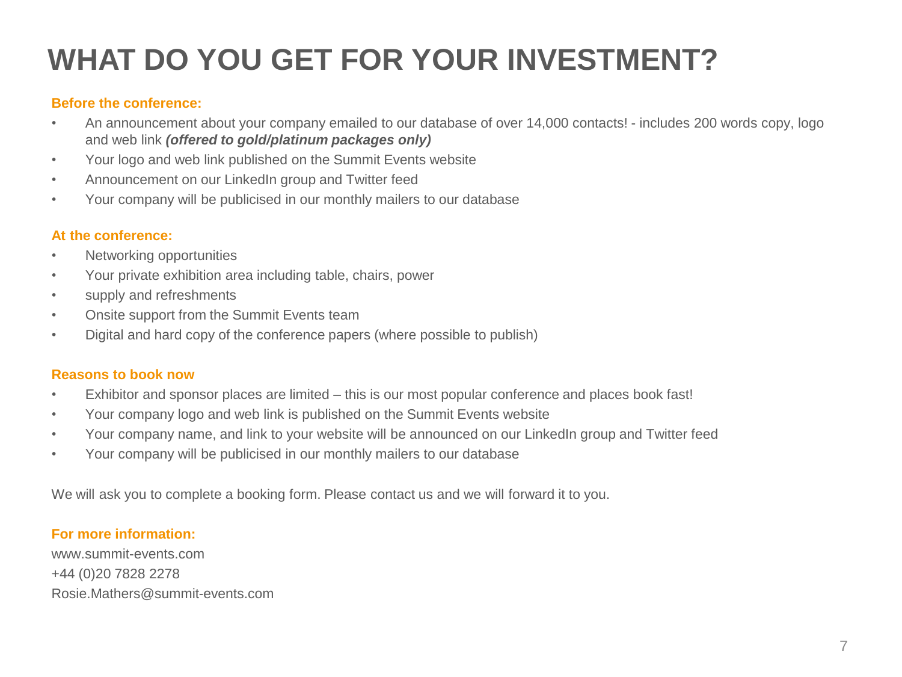# WHAT DO YOU GET FOR YOUR INVESTMENT?

**Before the conference:**

- An announcement about your company emailed to our database of over 14,000 contacts! - includes 200 words copy, logo and web link ***(offered to gold/platinum packages only)***
- Your logo and web link published on the Summit Events website
- Announcement on our LinkedIn group and Twitter feed
- Your company will be publicised in our monthly mailers to our database

**At the conference:**

- Networking opportunities
- Your private exhibition area including table, chairs, power
- supply and refreshments
- Onsite support from the Summit Events team
- Digital and hard copy of the conference papers (where possible to publish)

**Reasons to book now**

- Exhibitor and sponsor places are limited – this is our most popular conference and places book fast!
- Your company logo and web link is published on the Summit Events website
- Your company name, and link to your website will be announced on our LinkedIn group and Twitter feed
- Your company will be publicised in our monthly mailers to our database

We will ask you to complete a booking form. Please contact us and we will forward it to you.

**For more information:**

www.summit-events.com
+44 (0)20 7828 2278
Rosie.Mathers@summit-events.com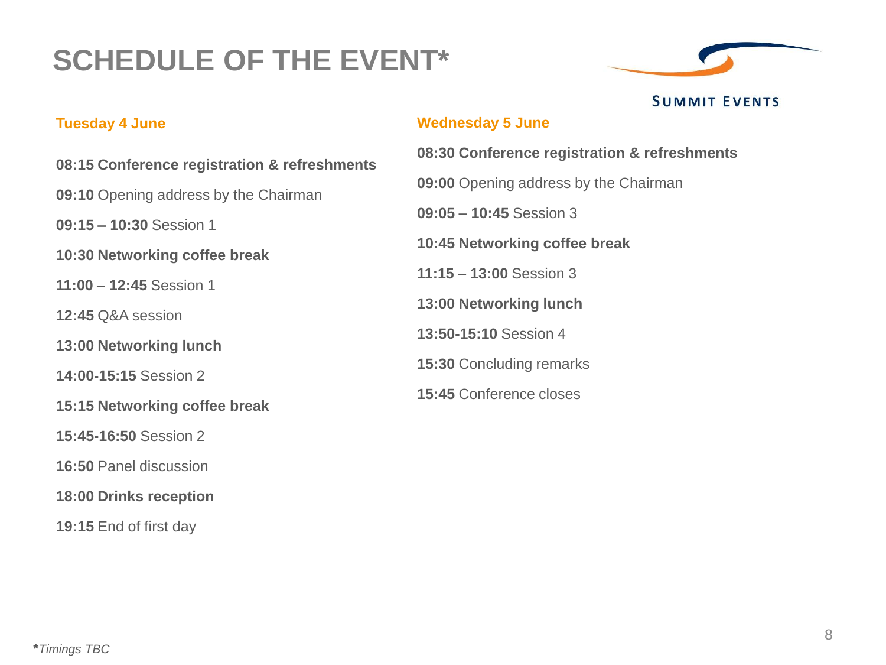# SCHEDULE OF THE EVENT*

SUMMIT EVENTS

## Tuesday 4 June

**08:15 Conference registration & refreshments**

**09:10** Opening address by the Chairman

**09:15 – 10:30** Session 1

**10:30 Networking coffee break**

**11:00 – 12:45** Session 1

**12:45** Q&A session

**13:00 Networking lunch**

**14:00-15:15** Session 2

**15:15 Networking coffee break**

**15:45-16:50** Session 2

**16:50** Panel discussion

**18:00 Drinks reception**

**19:15** End of first day

## Wednesday 5 June

**08:30 Conference registration & refreshments**

**09:00** Opening address by the Chairman

**09:05 – 10:45** Session 3

**10:45 Networking coffee break**

**11:15 – 13:00** Session 3

**13:00 Networking lunch**

**13:50-15:10** Session 4

**15:30** Concluding remarks

**15:45** Conference closes

***Timings TBC***